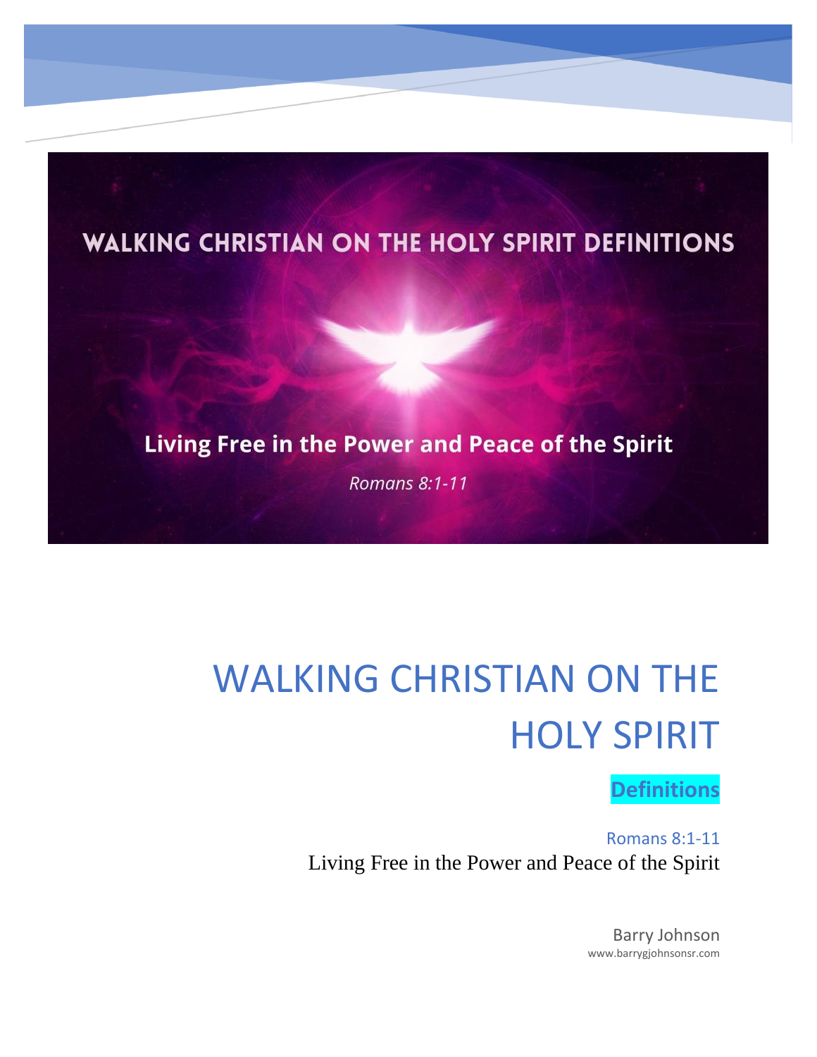WALKING CHRISTIAN ON THE HOLY SPIRIT DEFINITIONS

Living Free in the Power and Peace of the Spirit

*Romans 8:1-11*

# WALKING CHRISTIAN ON THE HOLY SPIRIT

## Definitions

Romans 8:1-11

Living Free in the Power and Peace of the Spirit

Barry Johnson

www.barrygjohnsonsr.com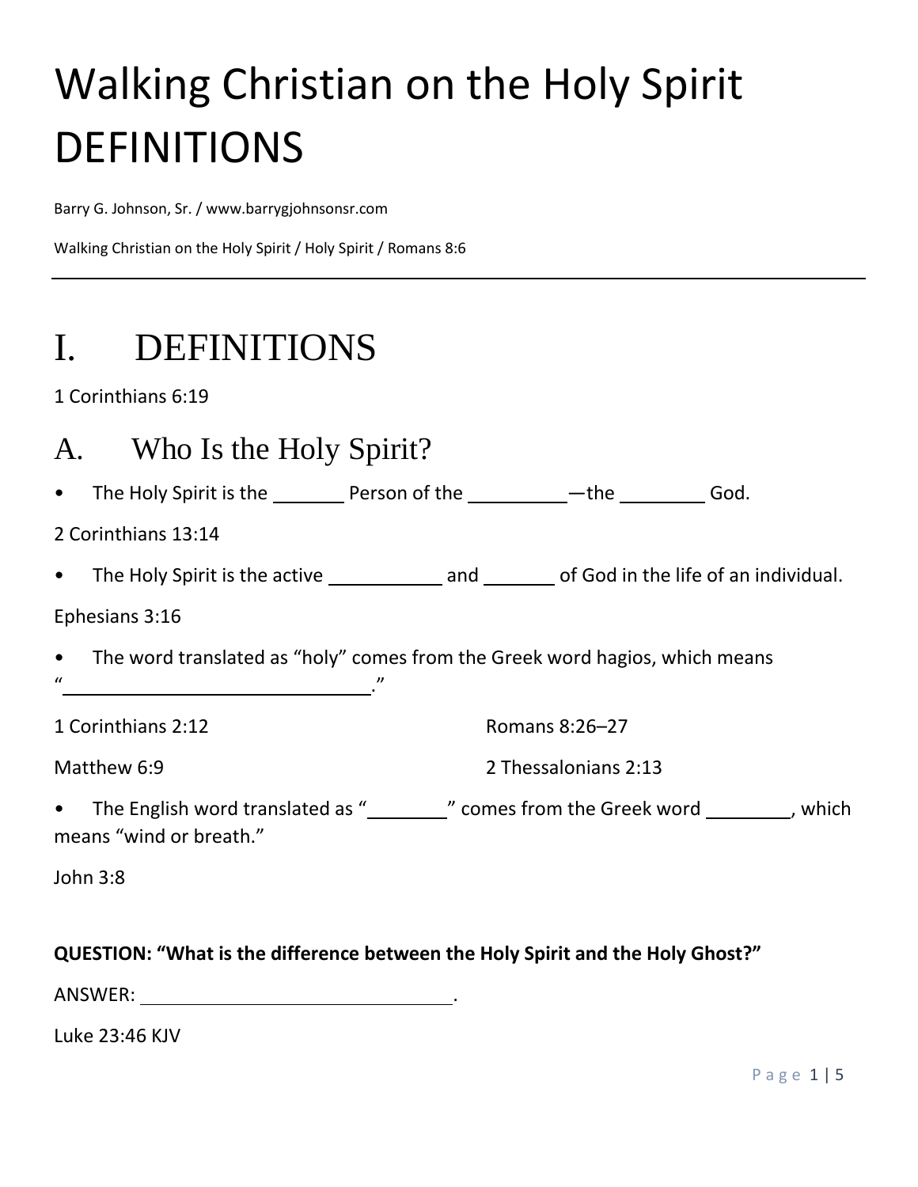# Walking Christian on the Holy Spirit DEFINITIONS

Barry G. Johnson, Sr. / www.barrygjohnsonsr.com

Walking Christian on the Holy Spirit / Holy Spirit / Romans 8:6

---

# I. DEFINITIONS

1 Corinthians 6:19

## A. Who Is the Holy Spirit?

- The Holy Spirit is the _______ Person of the _________—the ________ God.

2 Corinthians 13:14

- The Holy Spirit is the active ___________ and _______ of God in the life of an individual.

Ephesians 3:16

- The word translated as "holy" comes from the Greek word hagios, which means "______________________________."

1 Corinthians 2:12

Matthew 6:9

Romans 8:26–27

2 Thessalonians 2:13

- The English word translated as "________" comes from the Greek word ________, which means "wind or breath."

John 3:8

**QUESTION: "What is the difference between the Holy Spirit and the Holy Ghost?"**

ANSWER: ______________________________.

Luke 23:46 KJV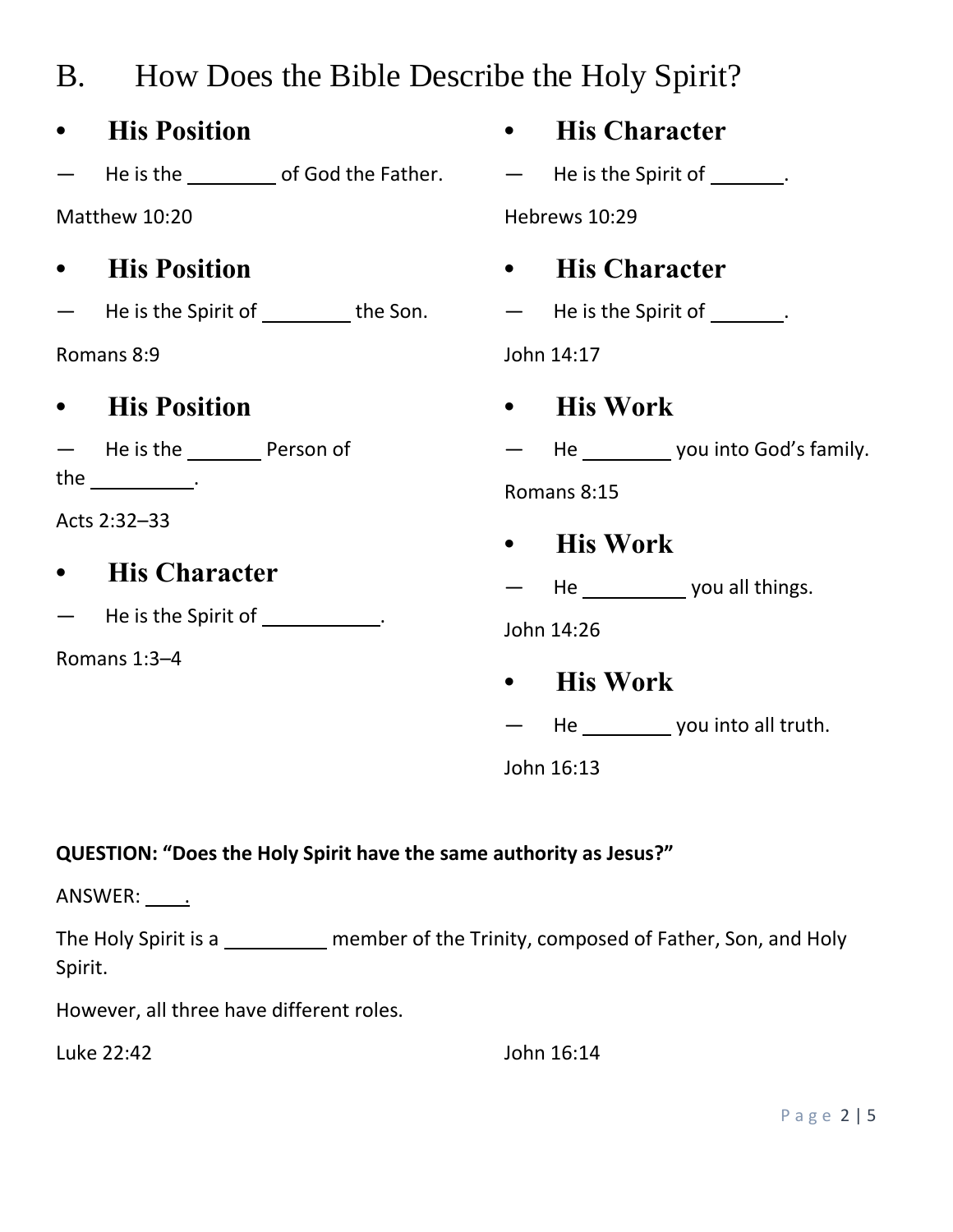# B. How Does the Bible Describe the Holy Spirit?

- **His Position**

— He is the ________ of God the Father.

Matthew 10:20

- **His Position**

— He is the Spirit of ________ the Son.

Romans 8:9

- **His Position**

— He is the _______ Person of the __________.

Acts 2:32–33

- **His Character**

— He is the Spirit of ___________.

Romans 1:3–4

- **His Character**

— He is the Spirit of _______.

Hebrews 10:29

- **His Character**

— He is the Spirit of _______.

John 14:17

- **His Work**

— He ________ you into God's family.

Romans 8:15

- **His Work**

— He _________ you all things.

John 14:26

- **His Work**

— He ________ you into all truth.

John 16:13

**QUESTION: "Does the Holy Spirit have the same authority as Jesus?"**

ANSWER: ____.

The Holy Spirit is a _________ member of the Trinity, composed of Father, Son, and Holy Spirit.

However, all three have different roles.

Luke 22:42

John 16:14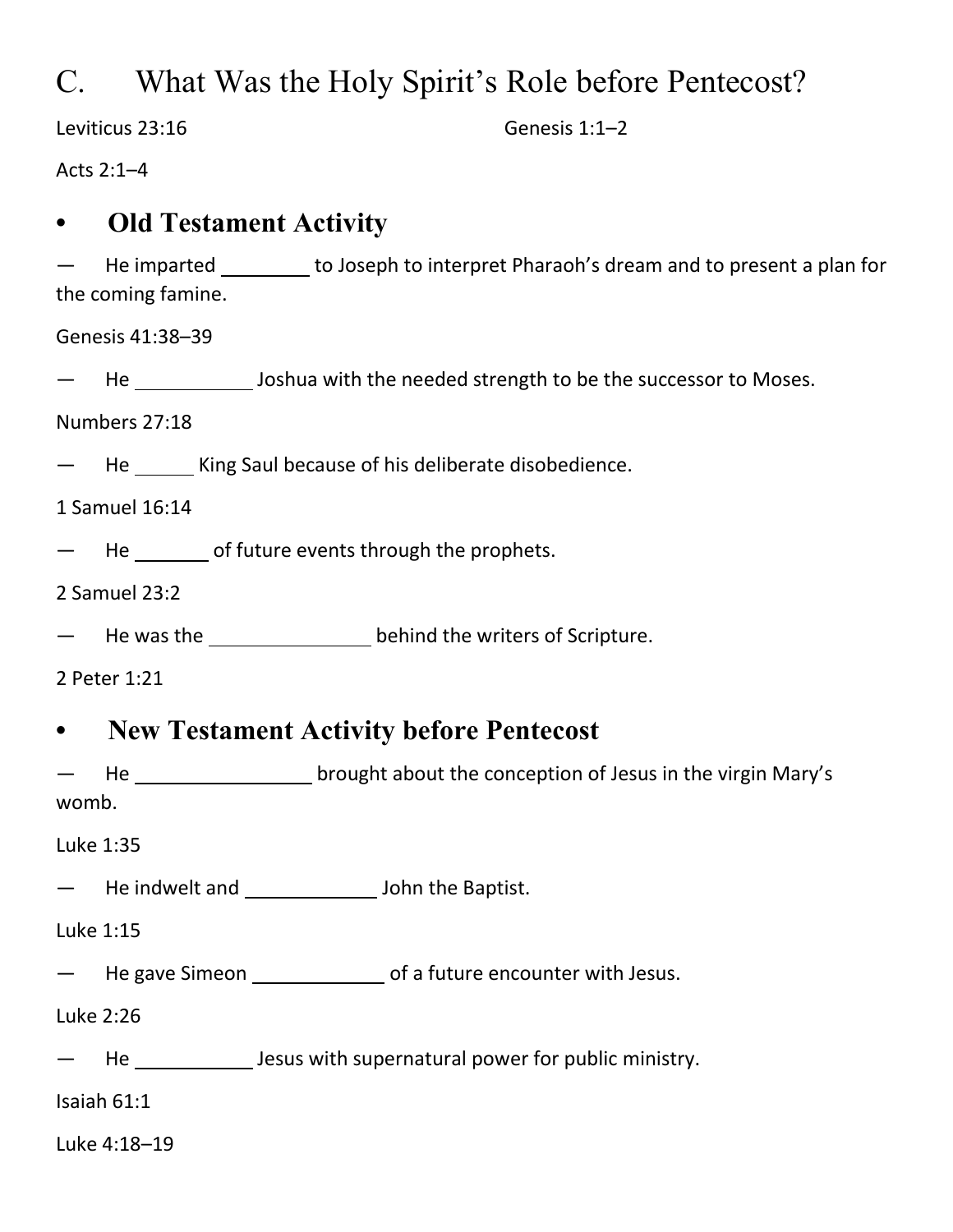# C. What Was the Holy Spirit's Role before Pentecost?

Leviticus 23:16

Genesis 1:1–2

Acts 2:1–4

## • Old Testament Activity

— He imparted ________ to Joseph to interpret Pharaoh's dream and to present a plan for the coming famine.

Genesis 41:38–39

— He ___________ Joshua with the needed strength to be the successor to Moses.

Numbers 27:18

— He ______ King Saul because of his deliberate disobedience.

1 Samuel 16:14

— He _______ of future events through the prophets.

2 Samuel 23:2

— He was the _______________ behind the writers of Scripture.

2 Peter 1:21

## • New Testament Activity before Pentecost

— He _________________ brought about the conception of Jesus in the virgin Mary's womb.

Luke 1:35

— He indwelt and ____________ John the Baptist.

Luke 1:15

— He gave Simeon ____________ of a future encounter with Jesus.

Luke 2:26

— He ___________ Jesus with supernatural power for public ministry.

Isaiah 61:1

Luke 4:18–19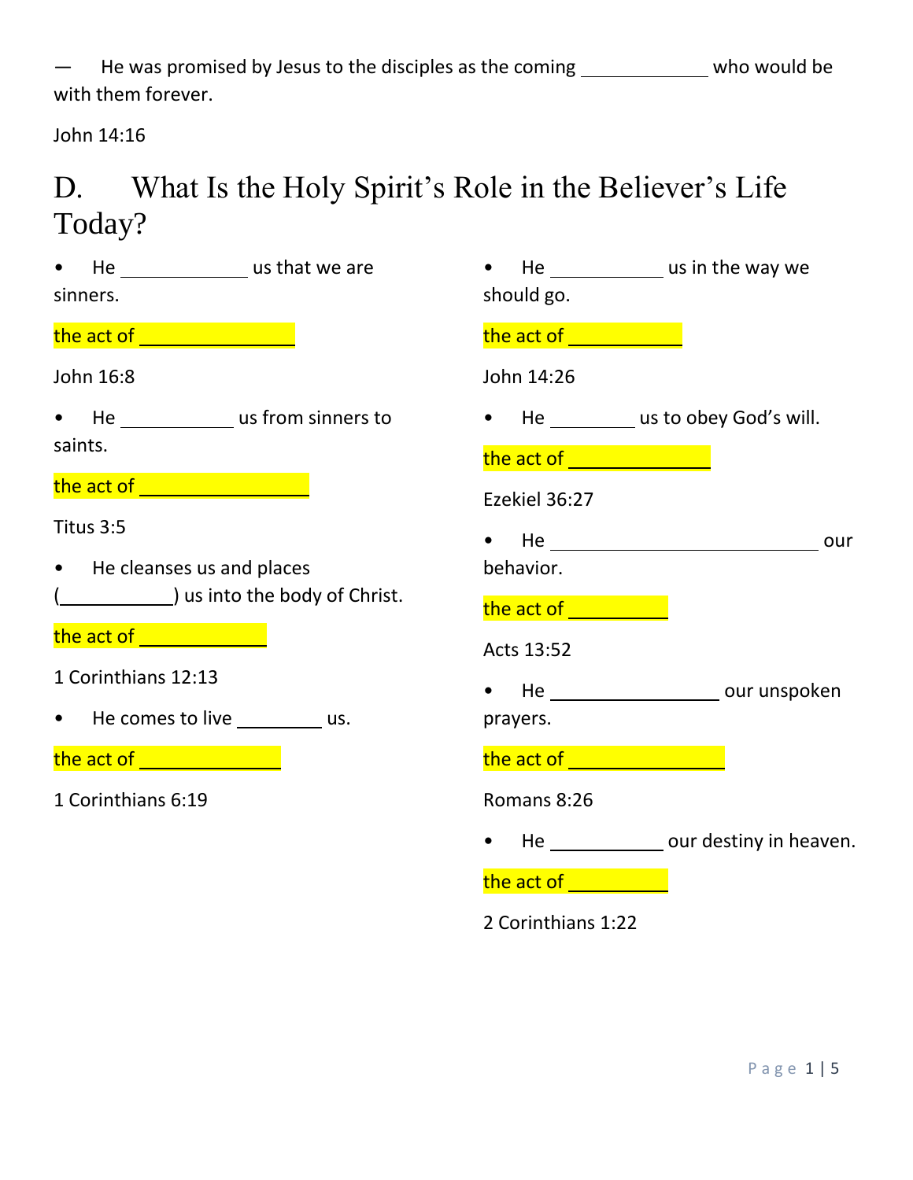— He was promised by Jesus to the disciples as the coming ____________ who would be with them forever.

John 14:16

## D. What Is the Holy Spirit's Role in the Believer's Life Today?

- He ____________ us that we are sinners.

the act of ______________

John 16:8

- He ___________ us from sinners to saints.

the act of ________________

Titus 3:5

- He cleanses us and places (___________) us into the body of Christ.

the act of ____________

1 Corinthians 12:13

- He comes to live ________ us.

the act of ______________

1 Corinthians 6:19

- He ___________ us in the way we should go.

the act of ___________

John 14:26

- He ________ us to obey God's will.

the act of ______________

Ezekiel 36:27

- He __________________________ our behavior.

the act of __________

Acts 13:52

- He ________________ our unspoken prayers.

the act of _______________

Romans 8:26

- He ___________ our destiny in heaven.

the act of __________

2 Corinthians 1:22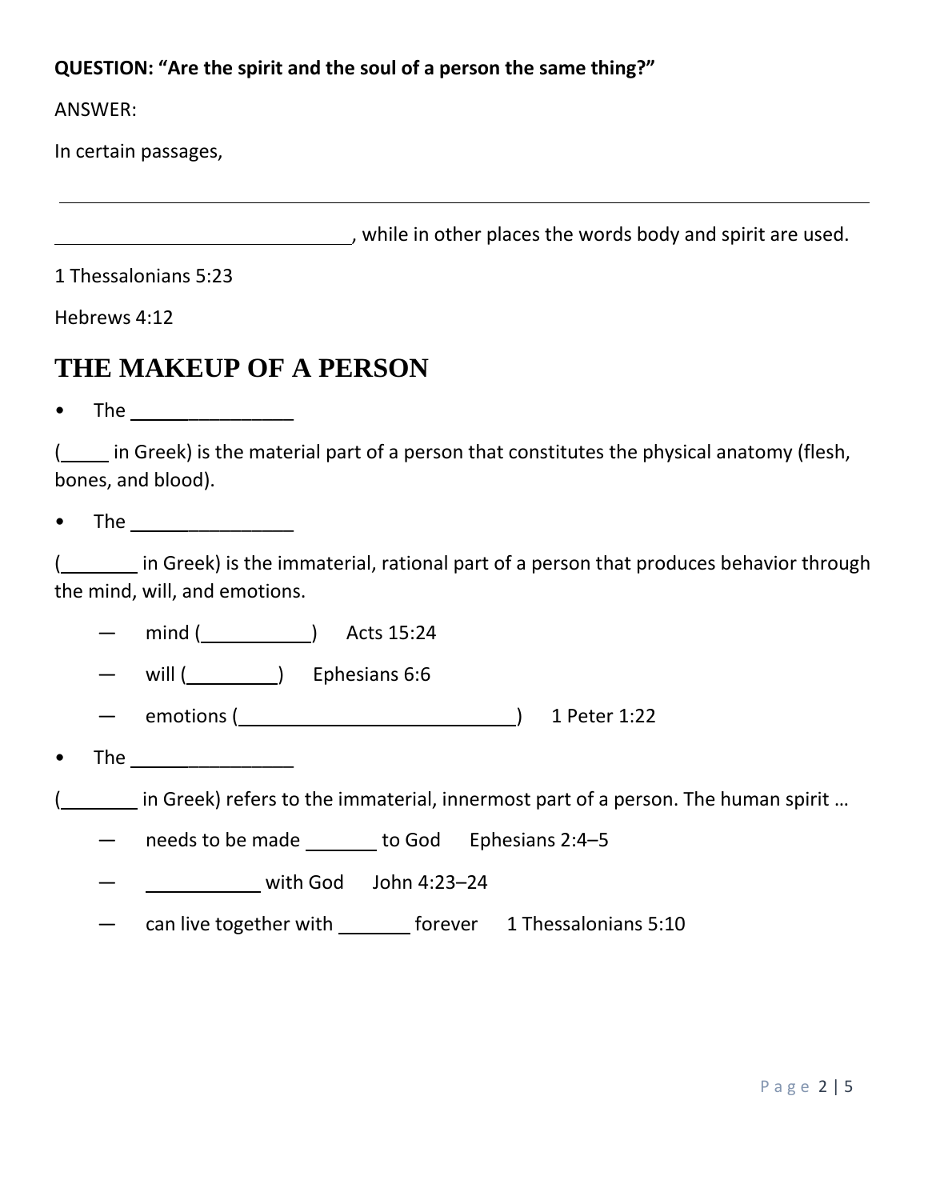**QUESTION: "Are the spirit and the soul of a person the same thing?"**

ANSWER:

In certain passages,

_______________________________________________________________________________

______________________________, while in other places the words body and spirit are used.

1 Thessalonians 5:23

Hebrews 4:12

# THE MAKEUP OF A PERSON

- The ________________

(_____ in Greek) is the material part of a person that constitutes the physical anatomy (flesh, bones, and blood).

- The ________________

(________ in Greek) is the immaterial, rational part of a person that produces behavior through the mind, will, and emotions.

  — mind (___________) Acts 15:24

  — will (_________) Ephesians 6:6

  — emotions (____________________________) 1 Peter 1:22

- The ________________

(________ in Greek) refers to the immaterial, innermost part of a person. The human spirit …

  — needs to be made _______ to God Ephesians 2:4–5

  — ___________ with God John 4:23–24

  — can live together with _______ forever 1 Thessalonians 5:10